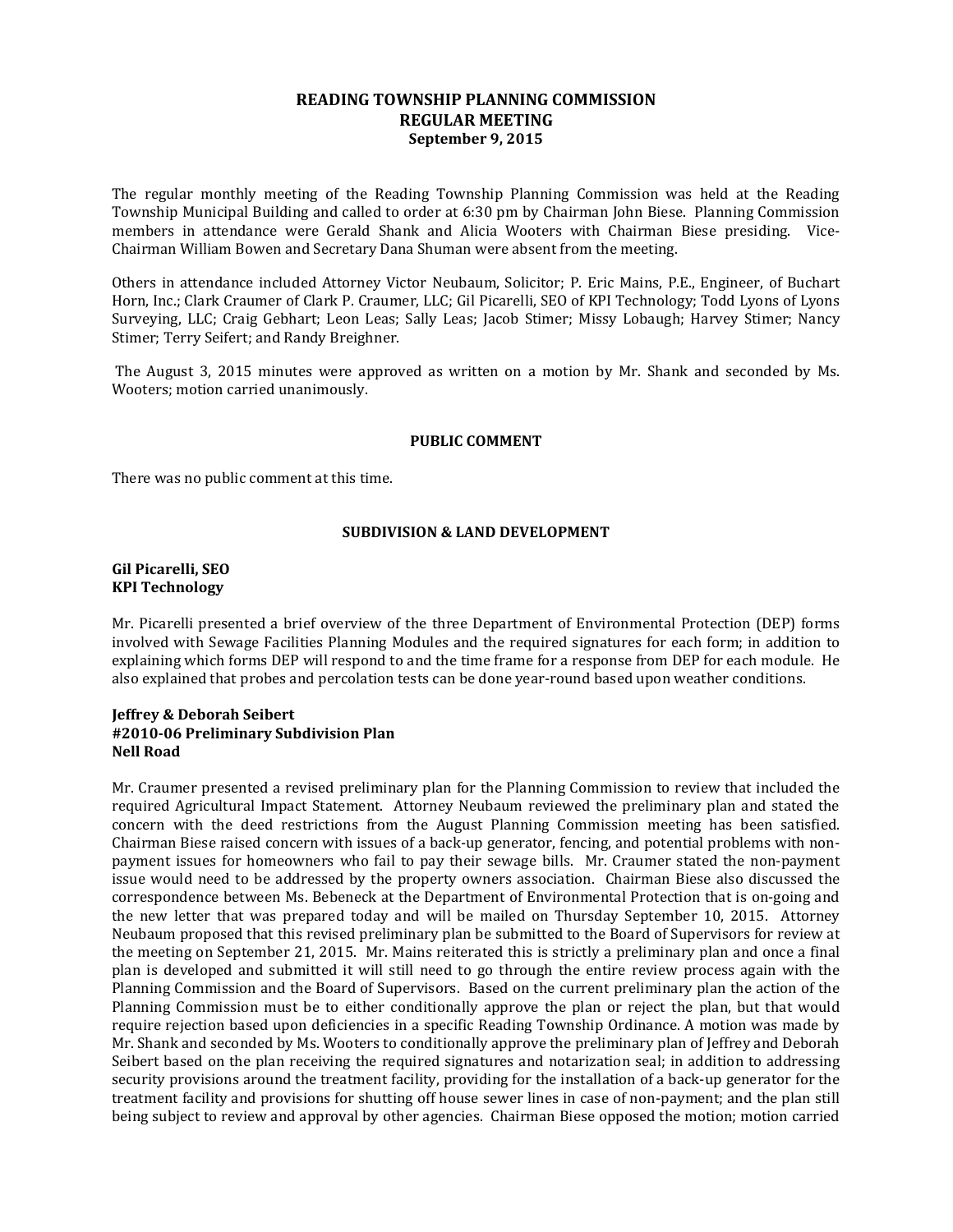# READING TOWNSHIP PLANNING COMMISSION
## REGULAR MEETING
### September 9, 2015

The regular monthly meeting of the Reading Township Planning Commission was held at the Reading Township Municipal Building and called to order at 6:30 pm by Chairman John Biese. Planning Commission members in attendance were Gerald Shank and Alicia Wooters with Chairman Biese presiding. Vice-Chairman William Bowen and Secretary Dana Shuman were absent from the meeting.

Others in attendance included Attorney Victor Neubaum, Solicitor; P. Eric Mains, P.E., Engineer, of Buchart Horn, Inc.; Clark Craumer of Clark P. Craumer, LLC; Gil Picarelli, SEO of KPI Technology; Todd Lyons of Lyons Surveying, LLC; Craig Gebhart; Leon Leas; Sally Leas; Jacob Stimer; Missy Lobaugh; Harvey Stimer; Nancy Stimer; Terry Seifert; and Randy Breighner.

The August 3, 2015 minutes were approved as written on a motion by Mr. Shank and seconded by Ms. Wooters; motion carried unanimously.

**PUBLIC COMMENT**

There was no public comment at this time.

**SUBDIVISION & LAND DEVELOPMENT**

**Gil Picarelli, SEO**
**KPI Technology**

Mr. Picarelli presented a brief overview of the three Department of Environmental Protection (DEP) forms involved with Sewage Facilities Planning Modules and the required signatures for each form; in addition to explaining which forms DEP will respond to and the time frame for a response from DEP for each module. He also explained that probes and percolation tests can be done year-round based upon weather conditions.

**Jeffrey & Deborah Seibert**
**#2010-06 Preliminary Subdivision Plan**
**Nell Road**

Mr. Craumer presented a revised preliminary plan for the Planning Commission to review that included the required Agricultural Impact Statement. Attorney Neubaum reviewed the preliminary plan and stated the concern with the deed restrictions from the August Planning Commission meeting has been satisfied. Chairman Biese raised concern with issues of a back-up generator, fencing, and potential problems with non-payment issues for homeowners who fail to pay their sewage bills. Mr. Craumer stated the non-payment issue would need to be addressed by the property owners association. Chairman Biese also discussed the correspondence between Ms. Bebeneck at the Department of Environmental Protection that is on-going and the new letter that was prepared today and will be mailed on Thursday September 10, 2015. Attorney Neubaum proposed that this revised preliminary plan be submitted to the Board of Supervisors for review at the meeting on September 21, 2015. Mr. Mains reiterated this is strictly a preliminary plan and once a final plan is developed and submitted it will still need to go through the entire review process again with the Planning Commission and the Board of Supervisors. Based on the current preliminary plan the action of the Planning Commission must be to either conditionally approve the plan or reject the plan, but that would require rejection based upon deficiencies in a specific Reading Township Ordinance. A motion was made by Mr. Shank and seconded by Ms. Wooters to conditionally approve the preliminary plan of Jeffrey and Deborah Seibert based on the plan receiving the required signatures and notarization seal; in addition to addressing security provisions around the treatment facility, providing for the installation of a back-up generator for the treatment facility and provisions for shutting off house sewer lines in case of non-payment; and the plan still being subject to review and approval by other agencies. Chairman Biese opposed the motion; motion carried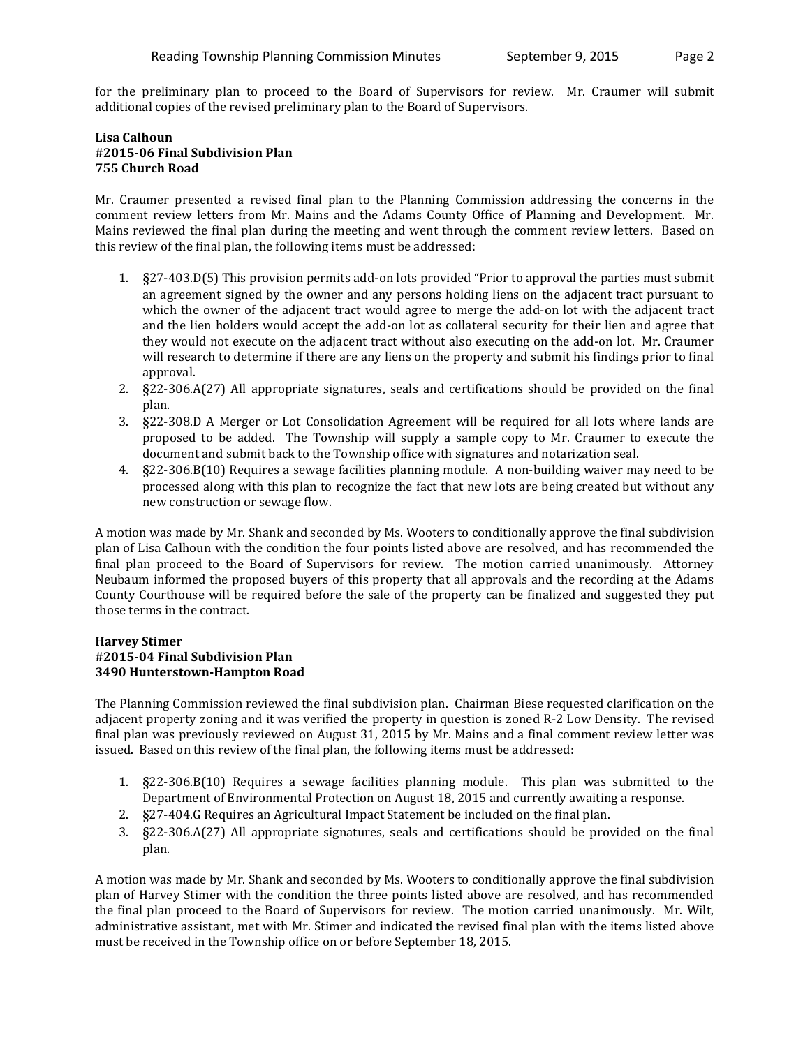for the preliminary plan to proceed to the Board of Supervisors for review. Mr. Craumer will submit additional copies of the revised preliminary plan to the Board of Supervisors.

**Lisa Calhoun**
**#2015-06 Final Subdivision Plan**
**755 Church Road**

Mr. Craumer presented a revised final plan to the Planning Commission addressing the concerns in the comment review letters from Mr. Mains and the Adams County Office of Planning and Development. Mr. Mains reviewed the final plan during the meeting and went through the comment review letters. Based on this review of the final plan, the following items must be addressed:

1. §27-403.D(5) This provision permits add-on lots provided "Prior to approval the parties must submit an agreement signed by the owner and any persons holding liens on the adjacent tract pursuant to which the owner of the adjacent tract would agree to merge the add-on lot with the adjacent tract and the lien holders would accept the add-on lot as collateral security for their lien and agree that they would not execute on the adjacent tract without also executing on the add-on lot. Mr. Craumer will research to determine if there are any liens on the property and submit his findings prior to final approval.
2. §22-306.A(27) All appropriate signatures, seals and certifications should be provided on the final plan.
3. §22-308.D A Merger or Lot Consolidation Agreement will be required for all lots where lands are proposed to be added. The Township will supply a sample copy to Mr. Craumer to execute the document and submit back to the Township office with signatures and notarization seal.
4. §22-306.B(10) Requires a sewage facilities planning module. A non-building waiver may need to be processed along with this plan to recognize the fact that new lots are being created but without any new construction or sewage flow.

A motion was made by Mr. Shank and seconded by Ms. Wooters to conditionally approve the final subdivision plan of Lisa Calhoun with the condition the four points listed above are resolved, and has recommended the final plan proceed to the Board of Supervisors for review. The motion carried unanimously. Attorney Neubaum informed the proposed buyers of this property that all approvals and the recording at the Adams County Courthouse will be required before the sale of the property can be finalized and suggested they put those terms in the contract.

**Harvey Stimer**
**#2015-04 Final Subdivision Plan**
**3490 Hunterstown-Hampton Road**

The Planning Commission reviewed the final subdivision plan. Chairman Biese requested clarification on the adjacent property zoning and it was verified the property in question is zoned R-2 Low Density. The revised final plan was previously reviewed on August 31, 2015 by Mr. Mains and a final comment review letter was issued. Based on this review of the final plan, the following items must be addressed:

1. §22-306.B(10) Requires a sewage facilities planning module. This plan was submitted to the Department of Environmental Protection on August 18, 2015 and currently awaiting a response.
2. §27-404.G Requires an Agricultural Impact Statement be included on the final plan.
3. §22-306.A(27) All appropriate signatures, seals and certifications should be provided on the final plan.

A motion was made by Mr. Shank and seconded by Ms. Wooters to conditionally approve the final subdivision plan of Harvey Stimer with the condition the three points listed above are resolved, and has recommended the final plan proceed to the Board of Supervisors for review. The motion carried unanimously. Mr. Wilt, administrative assistant, met with Mr. Stimer and indicated the revised final plan with the items listed above must be received in the Township office on or before September 18, 2015.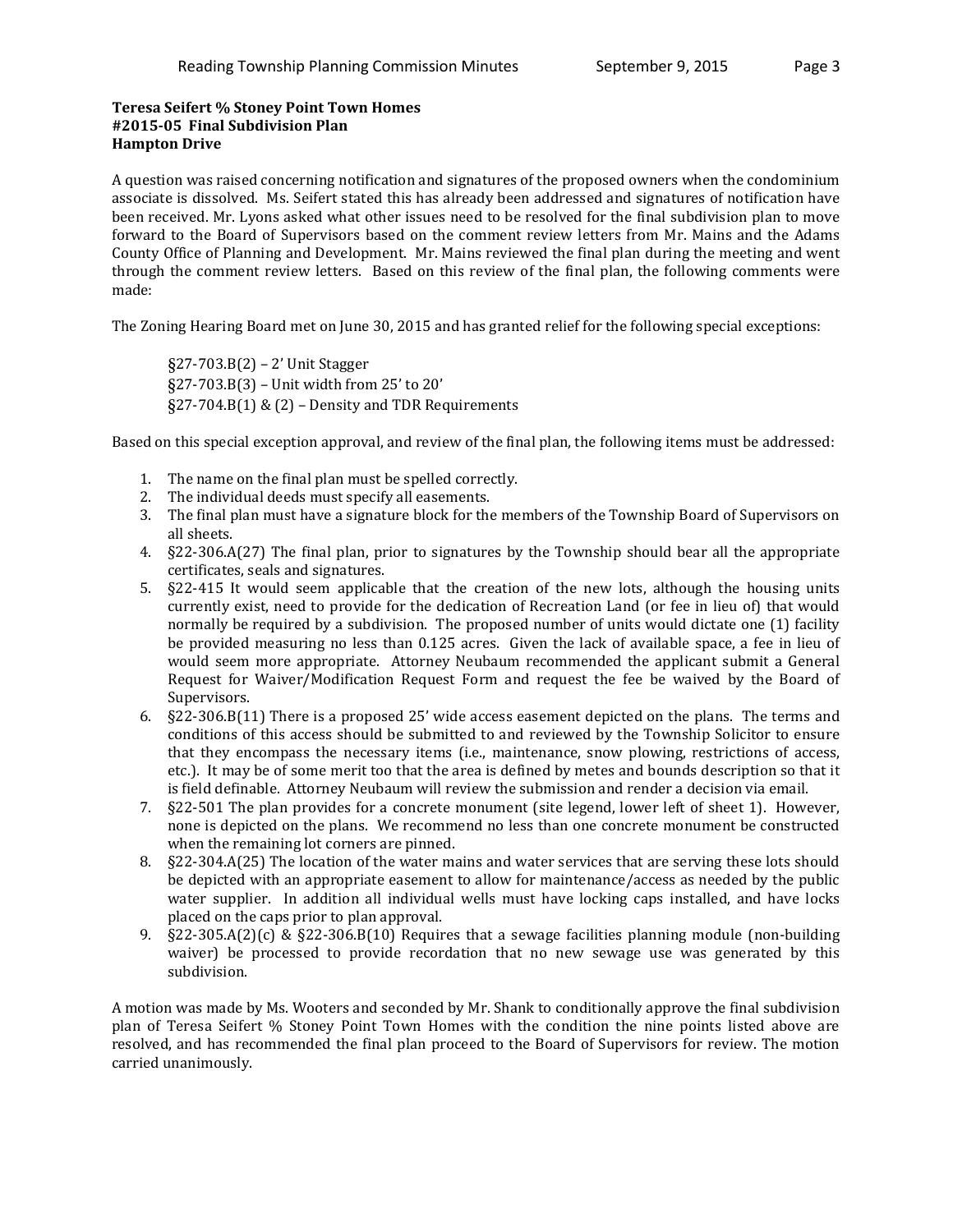**Teresa Seifert % Stoney Point Town Homes**
**#2015-05 Final Subdivision Plan**
**Hampton Drive**

A question was raised concerning notification and signatures of the proposed owners when the condominium associate is dissolved. Ms. Seifert stated this has already been addressed and signatures of notification have been received. Mr. Lyons asked what other issues need to be resolved for the final subdivision plan to move forward to the Board of Supervisors based on the comment review letters from Mr. Mains and the Adams County Office of Planning and Development. Mr. Mains reviewed the final plan during the meeting and went through the comment review letters. Based on this review of the final plan, the following comments were made:

The Zoning Hearing Board met on June 30, 2015 and has granted relief for the following special exceptions:

§27-703.B(2) – 2' Unit Stagger
§27-703.B(3) – Unit width from 25' to 20'
§27-704.B(1) & (2) – Density and TDR Requirements

Based on this special exception approval, and review of the final plan, the following items must be addressed:

1. The name on the final plan must be spelled correctly.
2. The individual deeds must specify all easements.
3. The final plan must have a signature block for the members of the Township Board of Supervisors on all sheets.
4. §22-306.A(27) The final plan, prior to signatures by the Township should bear all the appropriate certificates, seals and signatures.
5. §22-415 It would seem applicable that the creation of the new lots, although the housing units currently exist, need to provide for the dedication of Recreation Land (or fee in lieu of) that would normally be required by a subdivision. The proposed number of units would dictate one (1) facility be provided measuring no less than 0.125 acres. Given the lack of available space, a fee in lieu of would seem more appropriate. Attorney Neubaum recommended the applicant submit a General Request for Waiver/Modification Request Form and request the fee be waived by the Board of Supervisors.
6. §22-306.B(11) There is a proposed 25' wide access easement depicted on the plans. The terms and conditions of this access should be submitted to and reviewed by the Township Solicitor to ensure that they encompass the necessary items (i.e., maintenance, snow plowing, restrictions of access, etc.). It may be of some merit too that the area is defined by metes and bounds description so that it is field definable. Attorney Neubaum will review the submission and render a decision via email.
7. §22-501 The plan provides for a concrete monument (site legend, lower left of sheet 1). However, none is depicted on the plans. We recommend no less than one concrete monument be constructed when the remaining lot corners are pinned.
8. §22-304.A(25) The location of the water mains and water services that are serving these lots should be depicted with an appropriate easement to allow for maintenance/access as needed by the public water supplier. In addition all individual wells must have locking caps installed, and have locks placed on the caps prior to plan approval.
9. §22-305.A(2)(c) & §22-306.B(10) Requires that a sewage facilities planning module (non-building waiver) be processed to provide recordation that no new sewage use was generated by this subdivision.

A motion was made by Ms. Wooters and seconded by Mr. Shank to conditionally approve the final subdivision plan of Teresa Seifert % Stoney Point Town Homes with the condition the nine points listed above are resolved, and has recommended the final plan proceed to the Board of Supervisors for review. The motion carried unanimously.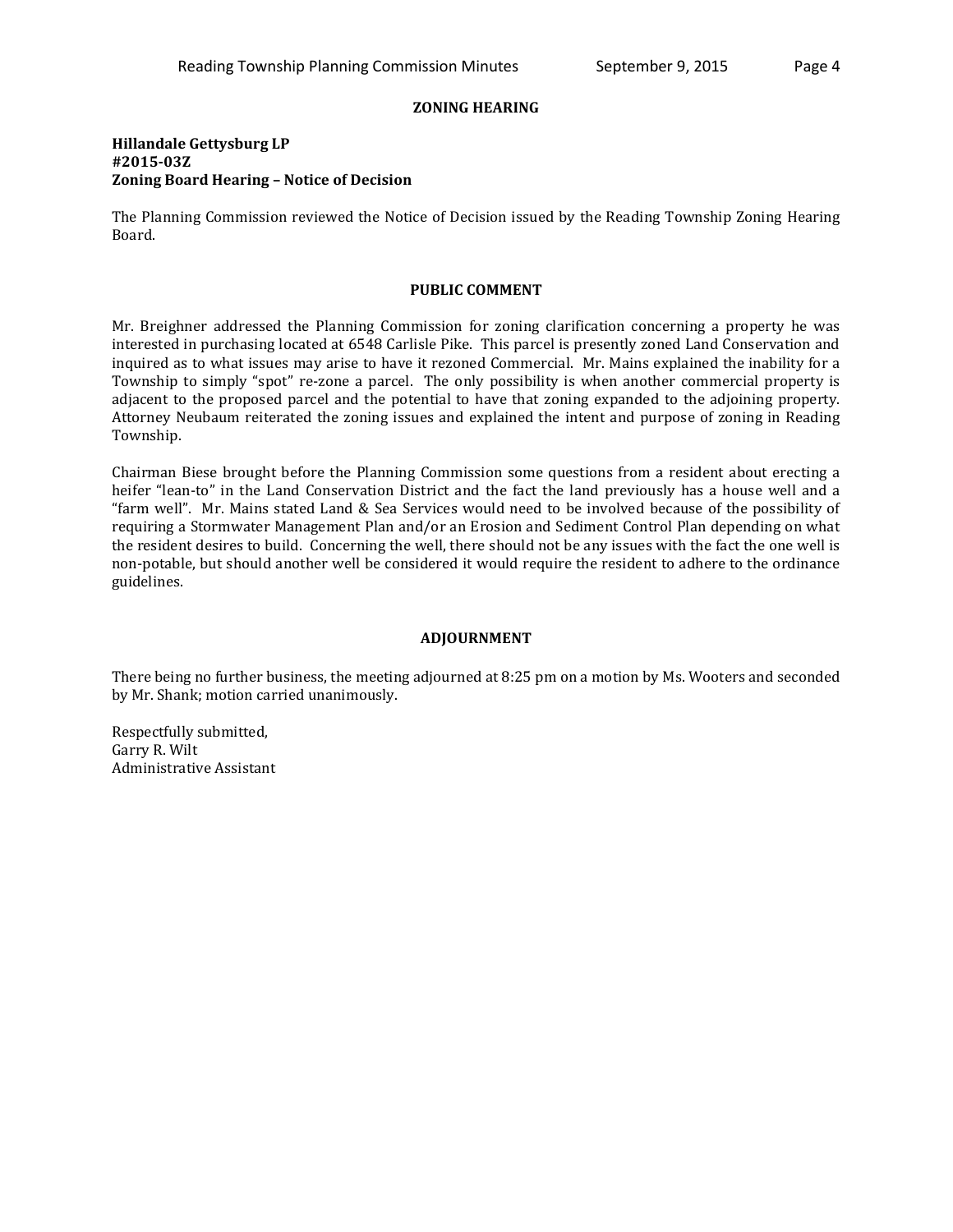## ZONING HEARING

**Hillandale Gettysburg LP**
**#2015-03Z**
**Zoning Board Hearing – Notice of Decision**

The Planning Commission reviewed the Notice of Decision issued by the Reading Township Zoning Hearing Board.

## PUBLIC COMMENT

Mr. Breighner addressed the Planning Commission for zoning clarification concerning a property he was interested in purchasing located at 6548 Carlisle Pike. This parcel is presently zoned Land Conservation and inquired as to what issues may arise to have it rezoned Commercial. Mr. Mains explained the inability for a Township to simply "spot" re-zone a parcel. The only possibility is when another commercial property is adjacent to the proposed parcel and the potential to have that zoning expanded to the adjoining property. Attorney Neubaum reiterated the zoning issues and explained the intent and purpose of zoning in Reading Township.

Chairman Biese brought before the Planning Commission some questions from a resident about erecting a heifer "lean-to" in the Land Conservation District and the fact the land previously has a house well and a "farm well". Mr. Mains stated Land & Sea Services would need to be involved because of the possibility of requiring a Stormwater Management Plan and/or an Erosion and Sediment Control Plan depending on what the resident desires to build. Concerning the well, there should not be any issues with the fact the one well is non-potable, but should another well be considered it would require the resident to adhere to the ordinance guidelines.

## ADJOURNMENT

There being no further business, the meeting adjourned at 8:25 pm on a motion by Ms. Wooters and seconded by Mr. Shank; motion carried unanimously.

Respectfully submitted,
Garry R. Wilt
Administrative Assistant